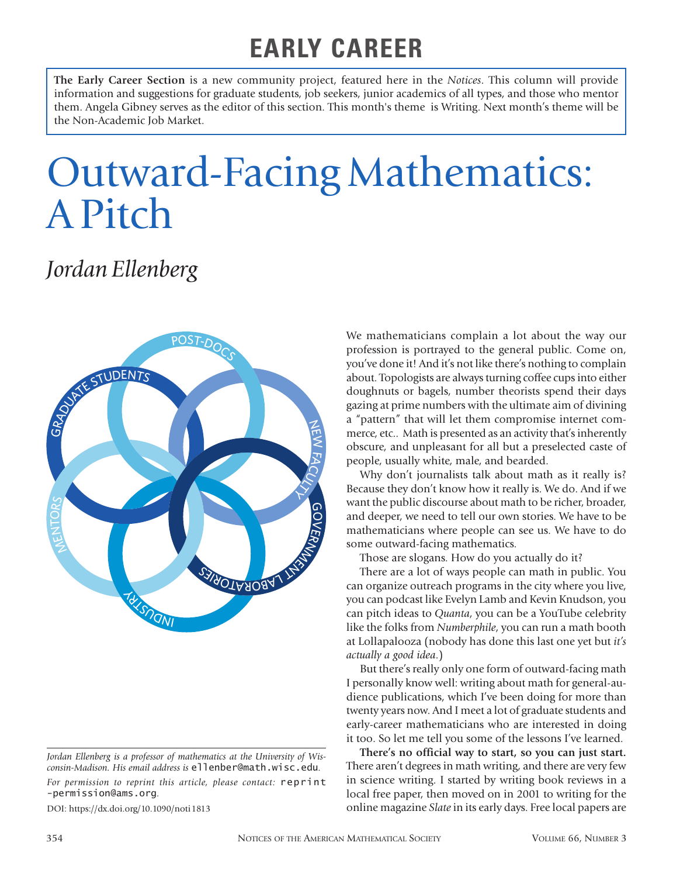# EARLY CAREER

**The Early Career Section** is a new community project, featured here in the *Notices*. This column will provide information and suggestions for graduate students, job seekers, junior academics of all types, and those who mentor them. Angela Gibney serves as the editor of this section. This month's theme is Writing. Next month's theme will be the Non-Academic Job Market.

# Outward-Facing Mathematics: A Pitch

## *Jordan Ellenberg*

We mathematicians complain a lot about the way our profession is portrayed to the general public. Come on, you've done it! And it's not like there's nothing to complain about. Topologists are always turning coffee cups into either doughnuts or bagels, number theorists spend their days gazing at prime numbers with the ultimate aim of divining a "pattern" that will let them compromise internet commerce, etc.. Math is presented as an activity that's inherently obscure, and unpleasant for all but a preselected caste of people, usually white, male, and bearded.

Why don't journalists talk about math as it really is? Because they don't know how it really is. We do. And if we want the public discourse about math to be richer, broader, and deeper, we need to tell our own stories. We have to be mathematicians where people can see us. We have to do some outward-facing mathematics.

Those are slogans. How do you actually do it?

There are a lot of ways people can math in public. You can organize outreach programs in the city where you live, you can podcast like Evelyn Lamb and Kevin Knudson, you can pitch ideas to *Quanta*, you can be a YouTube celebrity like the folks from *Numberphile*, you can run a math booth at Lollapalooza (nobody has done this last one yet but *it's actually a good idea*.)

But there's really only one form of outward-facing math I personally know well: writing about math for general-audience publications, which I've been doing for more than twenty years now. And I meet a lot of graduate students and early-career mathematicians who are interested in doing it too. So let me tell you some of the lessons I've learned.

**There's no official way to start, so you can just start.** There aren't degrees in math writing, and there are very few in science writing. I started by writing book reviews in a local free paper, then moved on in 2001 to writing for the online magazine *Slate* in its early days. Free local papers are

*Jordan Ellenberg is a professor of mathematics at the University of Wisconsin-Madison. His email address is* ellenber@math.wisc.edu.

*For permission to reprint this article, please contact:* reprint-permission@ams.org.

DOI: https://dx.doi.org/10.1090/noti1813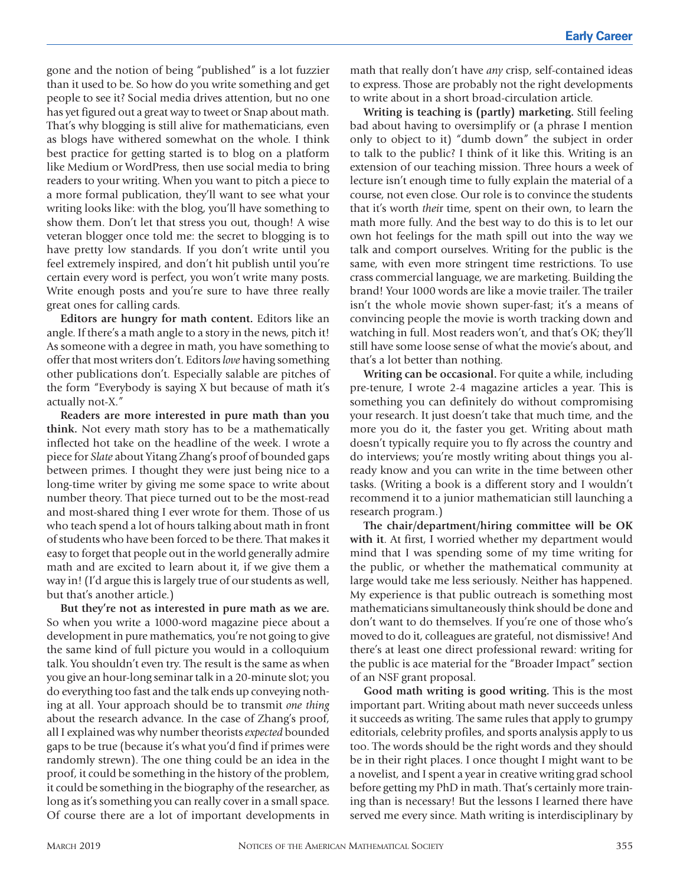gone and the notion of being "published" is a lot fuzzier than it used to be. So how do you write something and get people to see it? Social media drives attention, but no one has yet figured out a great way to tweet or Snap about math. That's why blogging is still alive for mathematicians, even as blogs have withered somewhat on the whole. I think best practice for getting started is to blog on a platform like Medium or WordPress, then use social media to bring readers to your writing. When you want to pitch a piece to a more formal publication, they'll want to see what your writing looks like: with the blog, you'll have something to show them. Don't let that stress you out, though! A wise veteran blogger once told me: the secret to blogging is to have pretty low standards. If you don't write until you feel extremely inspired, and don't hit publish until you're certain every word is perfect, you won't write many posts. Write enough posts and you're sure to have three really great ones for calling cards.

**Editors are hungry for math content.** Editors like an angle. If there's a math angle to a story in the news, pitch it! As someone with a degree in math, you have something to offer that most writers don't. Editors *love* having something other publications don't. Especially salable are pitches of the form "Everybody is saying X but because of math it's actually not-X."

**Readers are more interested in pure math than you think.** Not every math story has to be a mathematically inflected hot take on the headline of the week. I wrote a piece for *Slate* about Yitang Zhang's proof of bounded gaps between primes. I thought they were just being nice to a long-time writer by giving me some space to write about number theory. That piece turned out to be the most-read and most-shared thing I ever wrote for them. Those of us who teach spend a lot of hours talking about math in front of students who have been forced to be there. That makes it easy to forget that people out in the world generally admire math and are excited to learn about it, if we give them a way in! (I'd argue this is largely true of our students as well, but that's another article.)

**But they're not as interested in pure math as we are.** So when you write a 1000-word magazine piece about a development in pure mathematics, you're not going to give the same kind of full picture you would in a colloquium talk. You shouldn't even try. The result is the same as when you give an hour-long seminar talk in a 20-minute slot; you do everything too fast and the talk ends up conveying nothing at all. Your approach should be to transmit *one thing* about the research advance. In the case of Zhang's proof, all I explained was why number theorists *expected* bounded gaps to be true (because it's what you'd find if primes were randomly strewn). The one thing could be an idea in the proof, it could be something in the history of the problem, it could be something in the biography of the researcher, as long as it's something you can really cover in a small space. Of course there are a lot of important developments in math that really don't have *any* crisp, self-contained ideas to express. Those are probably not the right developments to write about in a short broad-circulation article.

**Writing is teaching is (partly) marketing.** Still feeling bad about having to oversimplify or (a phrase I mention only to object to it) "dumb down" the subject in order to talk to the public? I think of it like this. Writing is an extension of our teaching mission. Three hours a week of lecture isn't enough time to fully explain the material of a course, not even close. Our role is to convince the students that it's worth *thei*r time, spent on their own, to learn the math more fully. And the best way to do this is to let our own hot feelings for the math spill out into the way we talk and comport ourselves. Writing for the public is the same, with even more stringent time restrictions. To use crass commercial language, we are marketing. Building the brand! Your 1000 words are like a movie trailer. The trailer isn't the whole movie shown super-fast; it's a means of convincing people the movie is worth tracking down and watching in full. Most readers won't, and that's OK; they'll still have some loose sense of what the movie's about, and that's a lot better than nothing.

**Writing can be occasional.** For quite a while, including pre-tenure, I wrote 2-4 magazine articles a year. This is something you can definitely do without compromising your research. It just doesn't take that much time, and the more you do it, the faster you get. Writing about math doesn't typically require you to fly across the country and do interviews; you're mostly writing about things you already know and you can write in the time between other tasks. (Writing a book is a different story and I wouldn't recommend it to a junior mathematician still launching a research program.)

**The chair/department/hiring committee will be OK with it**. At first, I worried whether my department would mind that I was spending some of my time writing for the public, or whether the mathematical community at large would take me less seriously. Neither has happened. My experience is that public outreach is something most mathematicians simultaneously think should be done and don't want to do themselves. If you're one of those who's moved to do it, colleagues are grateful, not dismissive! And there's at least one direct professional reward: writing for the public is ace material for the "Broader Impact" section of an NSF grant proposal.

**Good math writing is good writing.** This is the most important part. Writing about math never succeeds unless it succeeds as writing. The same rules that apply to grumpy editorials, celebrity profiles, and sports analysis apply to us too. The words should be the right words and they should be in their right places. I once thought I might want to be a novelist, and I spent a year in creative writing grad school before getting my PhD in math. That's certainly more training than is necessary! But the lessons I learned there have served me every since. Math writing is interdisciplinary by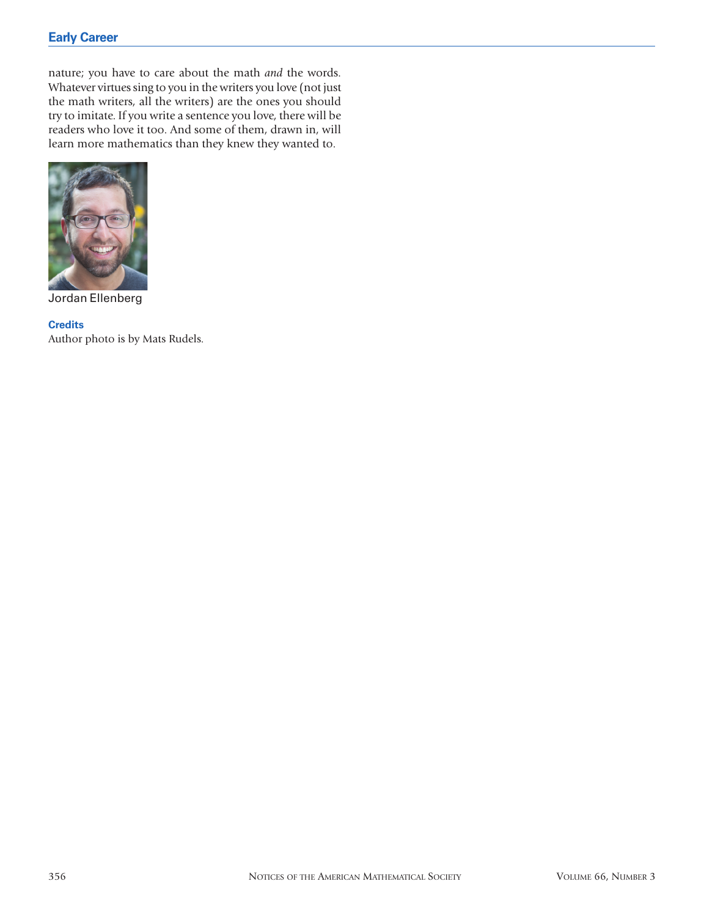nature; you have to care about the math *and* the words. Whatever virtues sing to you in the writers you love (not just the math writers, all the writers) are the ones you should try to imitate. If you write a sentence you love, there will be readers who love it too. And some of them, drawn in, will learn more mathematics than they knew they wanted to.

Jordan Ellenberg

**Credits**

Author photo is by Mats Rudels.